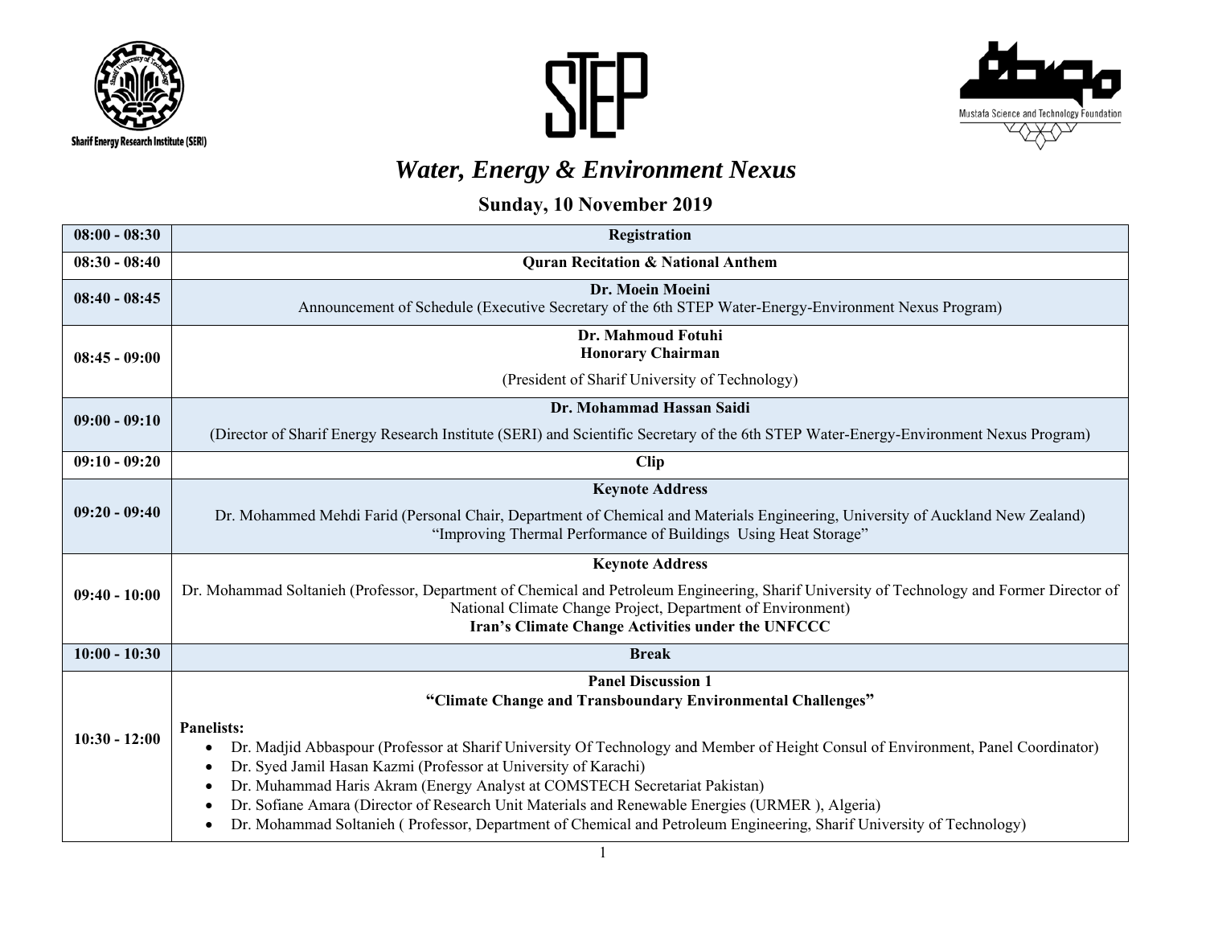Sharif Energy Research Institute (SERI)

STEP

Mustafa Science and Technology Foundation

# *Water, Energy & Environment Nexus*

## Sunday, 10 November 2019

| | |
|---|---|
| **08:00 - 08:30** | **Registration** |
| **08:30 - 08:40** | **Quran Recitation & National Anthem** |
| **08:40 - 08:45** | **Dr. Moein Moeini**<br>Announcement of Schedule (Executive Secretary of the 6th STEP Water-Energy-Environment Nexus Program) |
| **08:45 - 09:00** | **Dr. Mahmoud Fotuhi**<br>**Honorary Chairman**<br>(President of Sharif University of Technology) |
| **09:00 - 09:10** | **Dr. Mohammad Hassan Saidi**<br>(Director of Sharif Energy Research Institute (SERI) and Scientific Secretary of the 6th STEP Water-Energy-Environment Nexus Program) |
| **09:10 - 09:20** | **Clip** |
| **09:20 - 09:40** | **Keynote Address**<br>Dr. Mohammed Mehdi Farid (Personal Chair, Department of Chemical and Materials Engineering, University of Auckland New Zealand)<br>"Improving Thermal Performance of Buildings Using Heat Storage" |
| **09:40 - 10:00** | **Keynote Address**<br>Dr. Mohammad Soltanieh (Professor, Department of Chemical and Petroleum Engineering, Sharif University of Technology and Former Director of National Climate Change Project, Department of Environment)<br>**Iran's Climate Change Activities under the UNFCCC** |
| **10:00 - 10:30** | **Break** |
| **10:30 - 12:00** | **Panel Discussion 1**<br>**"Climate Change and Transboundary Environmental Challenges"**<br>**Panelists:**<br>• Dr. Madjid Abbaspour (Professor at Sharif University Of Technology and Member of Height Consul of Environment, Panel Coordinator)<br>• Dr. Syed Jamil Hasan Kazmi (Professor at University of Karachi)<br>• Dr. Muhammad Haris Akram (Energy Analyst at COMSTECH Secretariat Pakistan)<br>• Dr. Sofiane Amara (Director of Research Unit Materials and Renewable Energies (URMER ), Algeria)<br>• Dr. Mohammad Soltanieh ( Professor, Department of Chemical and Petroleum Engineering, Sharif University of Technology) |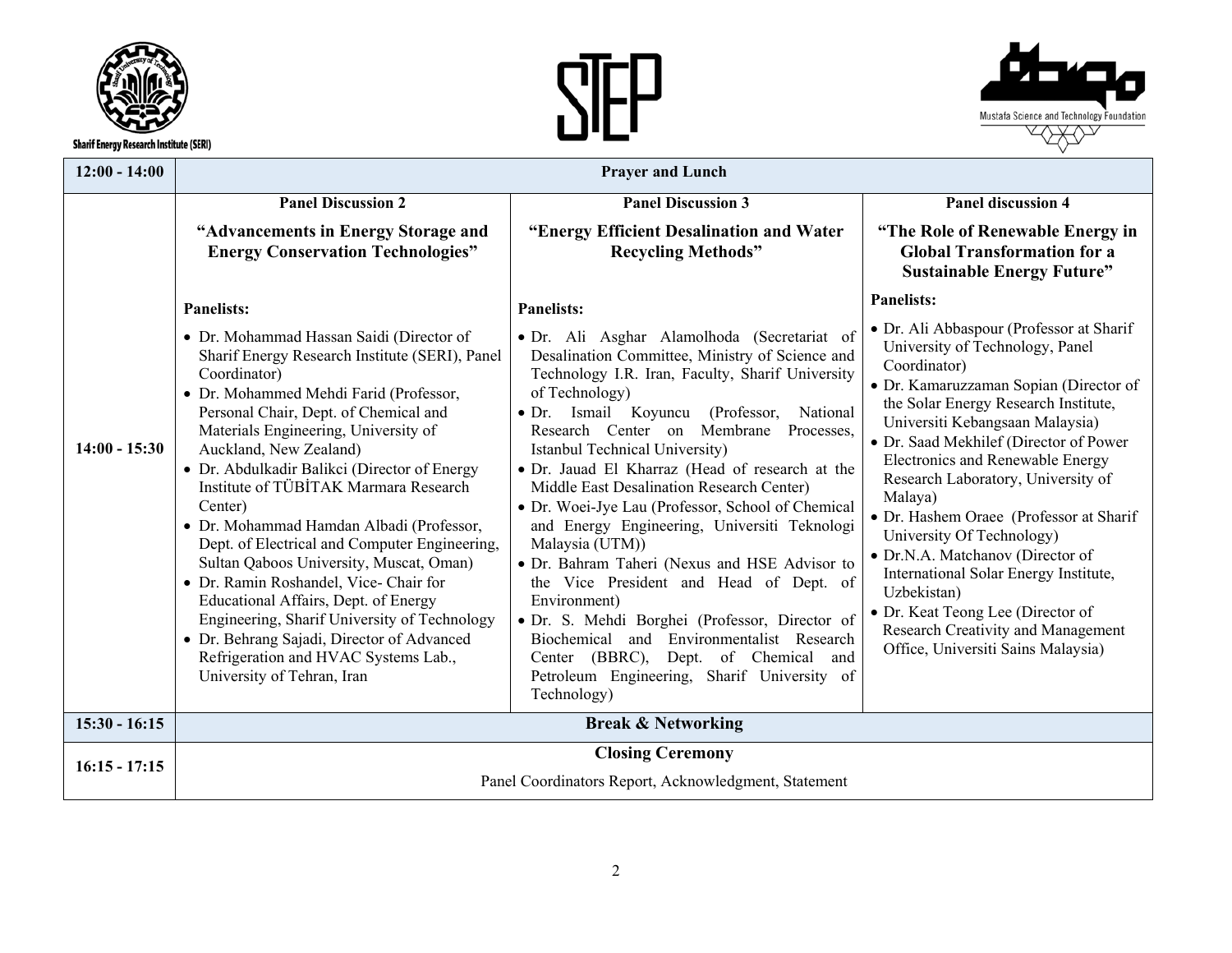Sharif Energy Research Institute (SERI)

STEP

Mustafa Science and Technology Foundation

| | | | |
|---|---|---|---|
| **12:00 - 14:00** | **Prayer and Lunch** | | |
| **14:00 - 15:30** | **Panel Discussion 2**<br><br>**“Advancements in Energy Storage and Energy Conservation Technologies”**<br><br>**Panelists:**<br>• Dr. Mohammad Hassan Saidi (Director of Sharif Energy Research Institute (SERI), Panel Coordinator)<br>• Dr. Mohammed Mehdi Farid (Professor, Personal Chair, Dept. of Chemical and Materials Engineering, University of Auckland, New Zealand)<br>• Dr. Abdulkadir Balikci (Director of Energy Institute of TÜBİTAK Marmara Research Center)<br>• Dr. Mohammad Hamdan Albadi (Professor, Dept. of Electrical and Computer Engineering, Sultan Qaboos University, Muscat, Oman)<br>• Dr. Ramin Roshandel, Vice- Chair for Educational Affairs, Dept. of Energy Engineering, Sharif University of Technology<br>• Dr. Behrang Sajadi, Director of Advanced Refrigeration and HVAC Systems Lab., University of Tehran, Iran | **Panel Discussion 3**<br><br>**“Energy Efficient Desalination and Water Recycling Methods”**<br><br>**Panelists:**<br>• Dr. Ali Asghar Alamolhoda (Secretariat of Desalination Committee, Ministry of Science and Technology I.R. Iran, Faculty, Sharif University of Technology)<br>• Dr. Ismail Koyuncu (Professor, National Research Center on Membrane Processes, Istanbul Technical University)<br>• Dr. Jauad El Kharraz (Head of research at the Middle East Desalination Research Center)<br>• Dr. Woei-Jye Lau (Professor, School of Chemical and Energy Engineering, Universiti Teknologi Malaysia (UTM))<br>• Dr. Bahram Taheri (Nexus and HSE Advisor to the Vice President and Head of Dept. of Environment)<br>• Dr. S. Mehdi Borghei (Professor, Director of Biochemical and Environmentalist Research Center (BBRC), Dept. of Chemical and Petroleum Engineering, Sharif University of Technology) | **Panel discussion 4**<br><br>**“The Role of Renewable Energy in Global Transformation for a Sustainable Energy Future”**<br><br>**Panelists:**<br>• Dr. Ali Abbaspour (Professor at Sharif University of Technology, Panel Coordinator)<br>• Dr. Kamaruzzaman Sopian (Director of the Solar Energy Research Institute, Universiti Kebangsaan Malaysia)<br>• Dr. Saad Mekhilef (Director of Power Electronics and Renewable Energy Research Laboratory, University of Malaya)<br>• Dr. Hashem Oraee (Professor at Sharif University Of Technology)<br>• Dr.N.A. Matchanov (Director of International Solar Energy Institute, Uzbekistan)<br>• Dr. Keat Teong Lee (Director of Research Creativity and Management Office, Universiti Sains Malaysia) |
| **15:30 - 16:15** | **Break & Networking** | | |
| **16:15 - 17:15** | **Closing Ceremony**<br><br>Panel Coordinators Report, Acknowledgment, Statement | | |